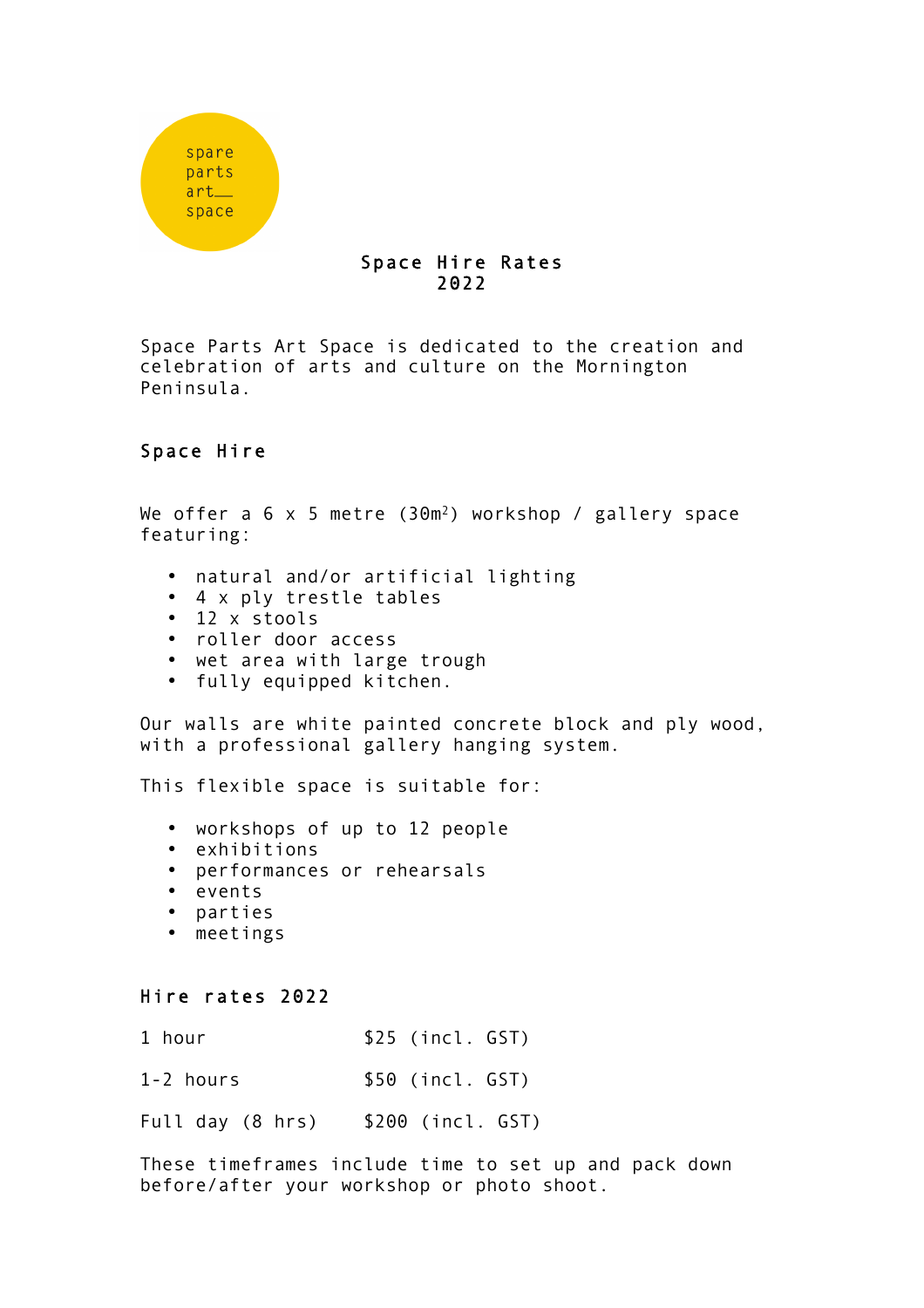spare
parts
art__
space

# Space Hire Rates 2022

Space Parts Art Space is dedicated to the creation and celebration of arts and culture on the Mornington Peninsula.

## Space Hire

We offer a 6 x 5 metre (30m²) workshop / gallery space featuring:

- natural and/or artificial lighting
- 4 x ply trestle tables
- 12 x stools
- roller door access
- wet area with large trough
- fully equipped kitchen.

Our walls are white painted concrete block and ply wood, with a professional gallery hanging system.

This flexible space is suitable for:

- workshops of up to 12 people
- exhibitions
- performances or rehearsals
- events
- parties
- meetings

## Hire rates 2022

| | |
|---|---|
| 1 hour | $25 (incl. GST) |
| 1-2 hours | $50 (incl. GST) |
| Full day (8 hrs) | $200 (incl. GST) |

These timeframes include time to set up and pack down before/after your workshop or photo shoot.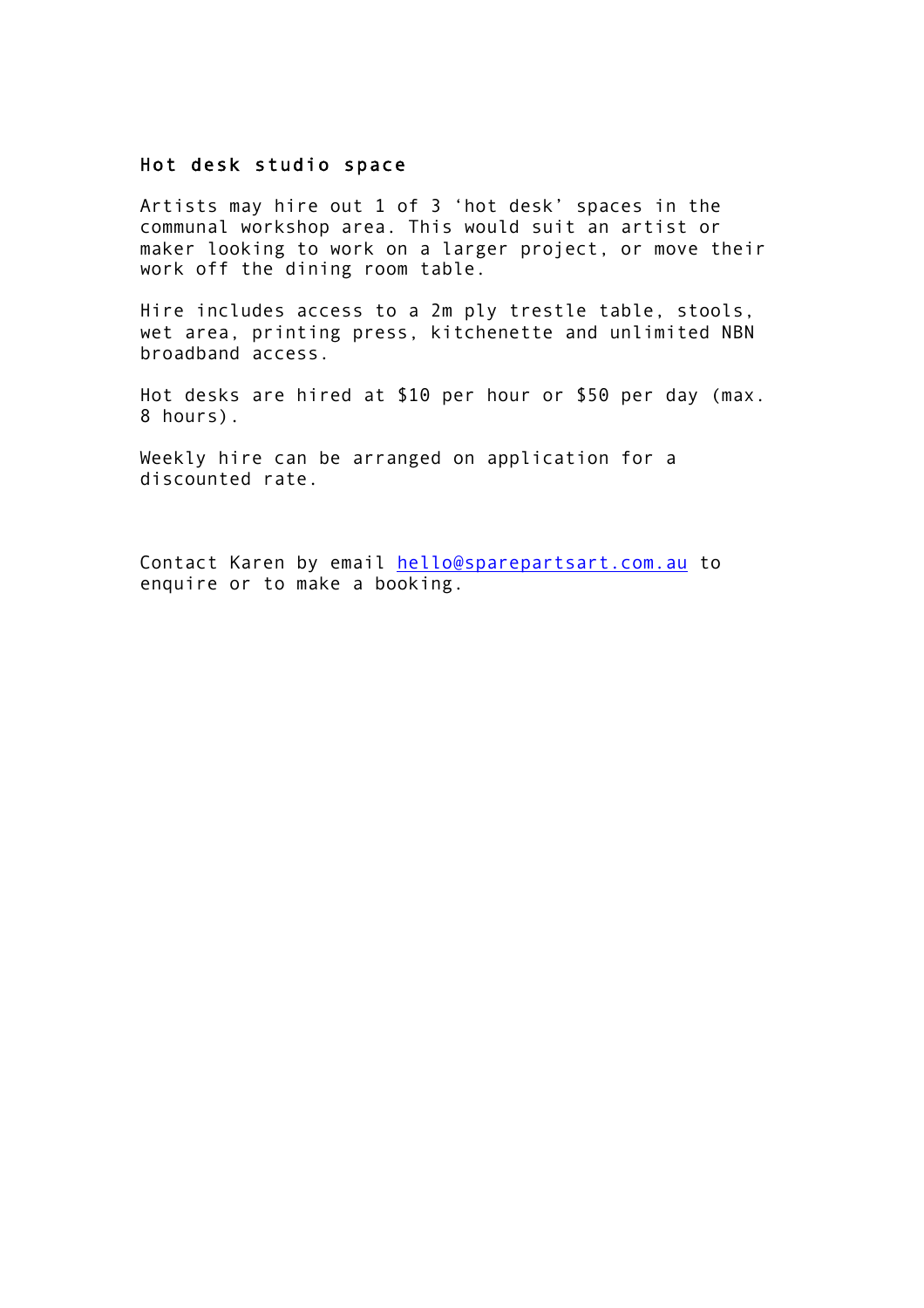## Hot desk studio space

Artists may hire out 1 of 3 ‘hot desk’ spaces in the communal workshop area. This would suit an artist or maker looking to work on a larger project, or move their work off the dining room table.

Hire includes access to a 2m ply trestle table, stools, wet area, printing press, kitchenette and unlimited NBN broadband access.

Hot desks are hired at $10 per hour or $50 per day (max. 8 hours).

Weekly hire can be arranged on application for a discounted rate.

Contact Karen by email hello@sparepartsart.com.au to enquire or to make a booking.